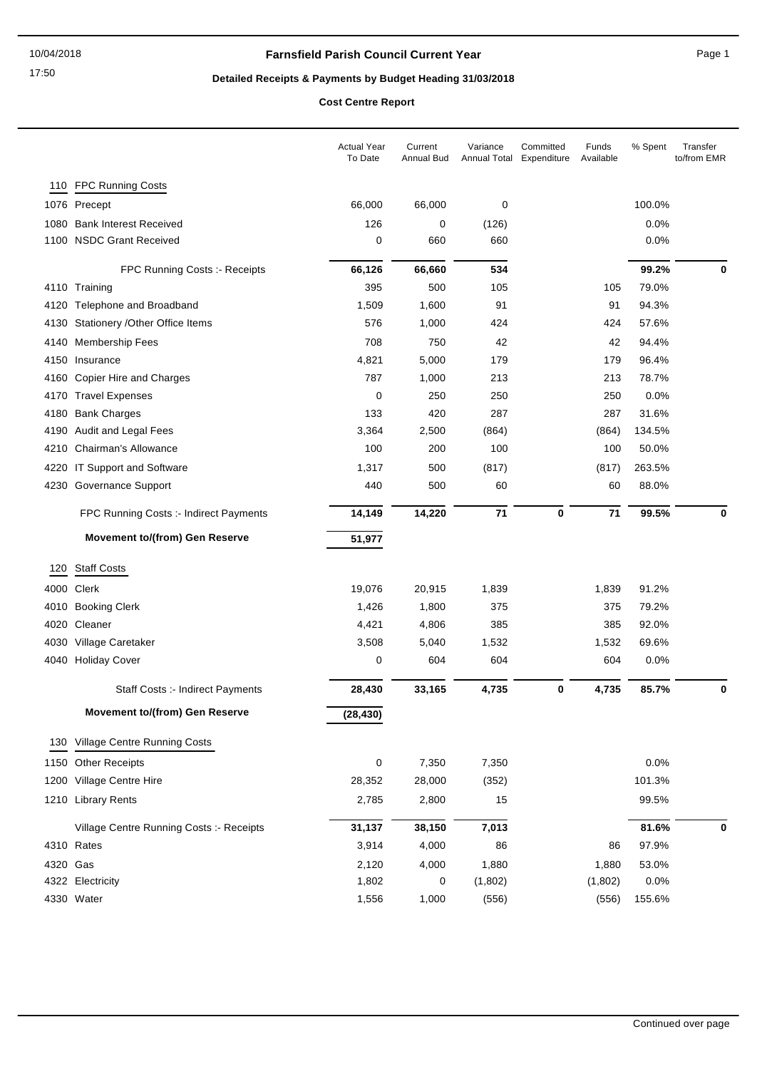# Farnsfield Parish Council Current Year

## Detailed Receipts & Payments by Budget Heading 31/03/2018

### Cost Centre Report

| | | Actual Year To Date | Current Annual Bud | Variance Annual Total | Committed Expenditure | Funds Available | % Spent | Transfer to/from EMR |
|---|---|---|---|---|---|---|---|---|
| **110** | **FPC Running Costs** | | | | | | | |
| 1076 | Precept | 66,000 | 66,000 | 0 | | | 100.0% | |
| 1080 | Bank Interest Received | 126 | 0 | (126) | | | 0.0% | |
| 1100 | NSDC Grant Received | 0 | 660 | 660 | | | 0.0% | |
| | FPC Running Costs :- Receipts | **66,126** | **66,660** | **534** | | | **99.2%** | **0** |
| 4110 | Training | 395 | 500 | 105 | | 105 | 79.0% | |
| 4120 | Telephone and Broadband | 1,509 | 1,600 | 91 | | 91 | 94.3% | |
| 4130 | Stationery /Other Office Items | 576 | 1,000 | 424 | | 424 | 57.6% | |
| 4140 | Membership Fees | 708 | 750 | 42 | | 42 | 94.4% | |
| 4150 | Insurance | 4,821 | 5,000 | 179 | | 179 | 96.4% | |
| 4160 | Copier Hire and Charges | 787 | 1,000 | 213 | | 213 | 78.7% | |
| 4170 | Travel Expenses | 0 | 250 | 250 | | 250 | 0.0% | |
| 4180 | Bank Charges | 133 | 420 | 287 | | 287 | 31.6% | |
| 4190 | Audit and Legal Fees | 3,364 | 2,500 | (864) | | (864) | 134.5% | |
| 4210 | Chairman's Allowance | 100 | 200 | 100 | | 100 | 50.0% | |
| 4220 | IT Support and Software | 1,317 | 500 | (817) | | (817) | 263.5% | |
| 4230 | Governance Support | 440 | 500 | 60 | | 60 | 88.0% | |
| | FPC Running Costs :- Indirect Payments | **14,149** | **14,220** | **71** | **0** | **71** | **99.5%** | **0** |
| | **Movement to/(from) Gen Reserve** | **51,977** | | | | | | |
| **120** | **Staff Costs** | | | | | | | |
| 4000 | Clerk | 19,076 | 20,915 | 1,839 | | 1,839 | 91.2% | |
| 4010 | Booking Clerk | 1,426 | 1,800 | 375 | | 375 | 79.2% | |
| 4020 | Cleaner | 4,421 | 4,806 | 385 | | 385 | 92.0% | |
| 4030 | Village Caretaker | 3,508 | 5,040 | 1,532 | | 1,532 | 69.6% | |
| 4040 | Holiday Cover | 0 | 604 | 604 | | 604 | 0.0% | |
| | Staff Costs :- Indirect Payments | **28,430** | **33,165** | **4,735** | **0** | **4,735** | **85.7%** | **0** |
| | **Movement to/(from) Gen Reserve** | **(28,430)** | | | | | | |
| **130** | **Village Centre Running Costs** | | | | | | | |
| 1150 | Other Receipts | 0 | 7,350 | 7,350 | | | 0.0% | |
| 1200 | Village Centre Hire | 28,352 | 28,000 | (352) | | | 101.3% | |
| 1210 | Library Rents | 2,785 | 2,800 | 15 | | | 99.5% | |
| | Village Centre Running Costs :- Receipts | **31,137** | **38,150** | **7,013** | | | **81.6%** | **0** |
| 4310 | Rates | 3,914 | 4,000 | 86 | | 86 | 97.9% | |
| 4320 | Gas | 2,120 | 4,000 | 1,880 | | 1,880 | 53.0% | |
| 4322 | Electricity | 1,802 | 0 | (1,802) | | (1,802) | 0.0% | |
| 4330 | Water | 1,556 | 1,000 | (556) | | (556) | 155.6% | |

Continued over page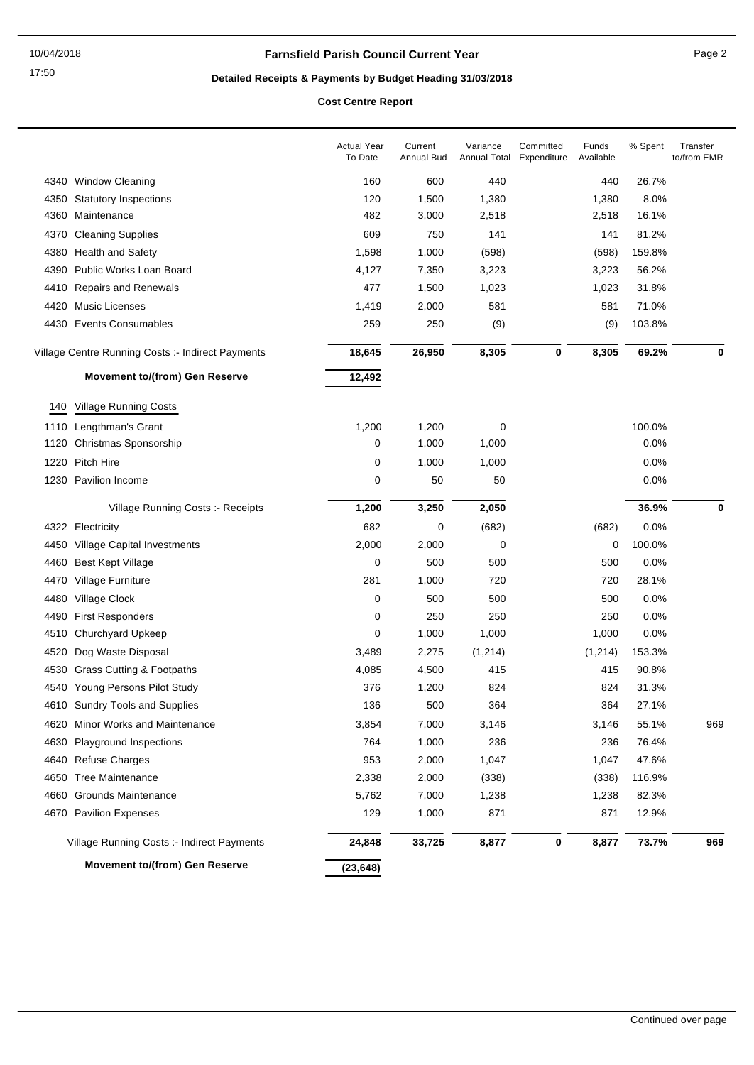# Farnsfield Parish Council Current Year

## Detailed Receipts & Payments by Budget Heading 31/03/2018

### Cost Centre Report

| | Actual Year To Date | Current Annual Bud | Variance Annual Total | Committed Expenditure | Funds Available | % Spent | Transfer to/from EMR |
|---|---|---|---|---|---|---|---|
| 4340 Window Cleaning | 160 | 600 | 440 | | 440 | 26.7% | |
| 4350 Statutory Inspections | 120 | 1,500 | 1,380 | | 1,380 | 8.0% | |
| 4360 Maintenance | 482 | 3,000 | 2,518 | | 2,518 | 16.1% | |
| 4370 Cleaning Supplies | 609 | 750 | 141 | | 141 | 81.2% | |
| 4380 Health and Safety | 1,598 | 1,000 | (598) | | (598) | 159.8% | |
| 4390 Public Works Loan Board | 4,127 | 7,350 | 3,223 | | 3,223 | 56.2% | |
| 4410 Repairs and Renewals | 477 | 1,500 | 1,023 | | 1,023 | 31.8% | |
| 4420 Music Licenses | 1,419 | 2,000 | 581 | | 581 | 71.0% | |
| 4430 Events Consumables | 259 | 250 | (9) | | (9) | 103.8% | |
| Village Centre Running Costs :- Indirect Payments | **18,645** | **26,950** | **8,305** | **0** | **8,305** | **69.2%** | **0** |
| **Movement to/(from) Gen Reserve** | **12,492** | | | | | | |
| **140 Village Running Costs** | | | | | | | |
| 1110 Lengthman's Grant | 1,200 | 1,200 | 0 | | | 100.0% | |
| 1120 Christmas Sponsorship | 0 | 1,000 | 1,000 | | | 0.0% | |
| 1220 Pitch Hire | 0 | 1,000 | 1,000 | | | 0.0% | |
| 1230 Pavilion Income | 0 | 50 | 50 | | | 0.0% | |
| Village Running Costs :- Receipts | **1,200** | **3,250** | **2,050** | | | **36.9%** | **0** |
| 4322 Electricity | 682 | 0 | (682) | | (682) | 0.0% | |
| 4450 Village Capital Investments | 2,000 | 2,000 | 0 | | 0 | 100.0% | |
| 4460 Best Kept Village | 0 | 500 | 500 | | 500 | 0.0% | |
| 4470 Village Furniture | 281 | 1,000 | 720 | | 720 | 28.1% | |
| 4480 Village Clock | 0 | 500 | 500 | | 500 | 0.0% | |
| 4490 First Responders | 0 | 250 | 250 | | 250 | 0.0% | |
| 4510 Churchyard Upkeep | 0 | 1,000 | 1,000 | | 1,000 | 0.0% | |
| 4520 Dog Waste Disposal | 3,489 | 2,275 | (1,214) | | (1,214) | 153.3% | |
| 4530 Grass Cutting & Footpaths | 4,085 | 4,500 | 415 | | 415 | 90.8% | |
| 4540 Young Persons Pilot Study | 376 | 1,200 | 824 | | 824 | 31.3% | |
| 4610 Sundry Tools and Supplies | 136 | 500 | 364 | | 364 | 27.1% | |
| 4620 Minor Works and Maintenance | 3,854 | 7,000 | 3,146 | | 3,146 | 55.1% | 969 |
| 4630 Playground Inspections | 764 | 1,000 | 236 | | 236 | 76.4% | |
| 4640 Refuse Charges | 953 | 2,000 | 1,047 | | 1,047 | 47.6% | |
| 4650 Tree Maintenance | 2,338 | 2,000 | (338) | | (338) | 116.9% | |
| 4660 Grounds Maintenance | 5,762 | 7,000 | 1,238 | | 1,238 | 82.3% | |
| 4670 Pavilion Expenses | 129 | 1,000 | 871 | | 871 | 12.9% | |
| Village Running Costs :- Indirect Payments | **24,848** | **33,725** | **8,877** | **0** | **8,877** | **73.7%** | **969** |
| **Movement to/(from) Gen Reserve** | **(23,648)** | | | | | | |

Continued over page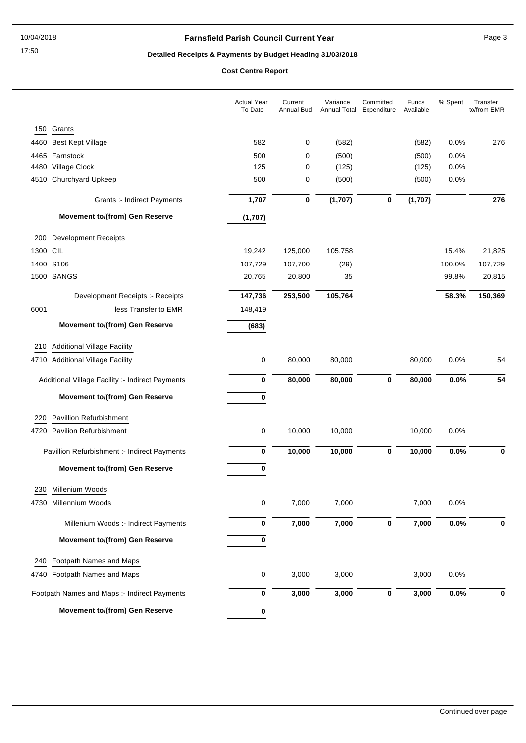# Farnsfield Parish Council Current Year

## Detailed Receipts & Payments by Budget Heading 31/03/2018

### Cost Centre Report

| | | Actual Year To Date | Current Annual Bud | Variance Annual Total | Committed Expenditure | Funds Available | % Spent | Transfer to/from EMR |
|---|---|---|---|---|---|---|---|---|
| **150** | **Grants** | | | | | | | |
| 4460 | Best Kept Village | 582 | 0 | (582) | | (582) | 0.0% | 276 |
| 4465 | Farnstock | 500 | 0 | (500) | | (500) | 0.0% | |
| 4480 | Village Clock | 125 | 0 | (125) | | (125) | 0.0% | |
| 4510 | Churchyard Upkeep | 500 | 0 | (500) | | (500) | 0.0% | |
| | Grants :- Indirect Payments | **1,707** | **0** | **(1,707)** | **0** | **(1,707)** | | **276** |
| | **Movement to/(from) Gen Reserve** | **(1,707)** | | | | | | |
| **200** | **Development Receipts** | | | | | | | |
| 1300 | CIL | 19,242 | 125,000 | 105,758 | | | 15.4% | 21,825 |
| 1400 | S106 | 107,729 | 107,700 | (29) | | | 100.0% | 107,729 |
| 1500 | SANGS | 20,765 | 20,800 | 35 | | | 99.8% | 20,815 |
| | Development Receipts :- Receipts | **147,736** | **253,500** | **105,764** | | | **58.3%** | **150,369** |
| 6001 | less Transfer to EMR | 148,419 | | | | | | |
| | **Movement to/(from) Gen Reserve** | **(683)** | | | | | | |
| **210** | **Additional Village Facility** | | | | | | | |
| 4710 | Additional Village Facility | 0 | 80,000 | 80,000 | | 80,000 | 0.0% | 54 |
| | Additional Village Facility :- Indirect Payments | **0** | **80,000** | **80,000** | **0** | **80,000** | **0.0%** | **54** |
| | **Movement to/(from) Gen Reserve** | **0** | | | | | | |
| **220** | **Pavillion Refurbishment** | | | | | | | |
| 4720 | Pavilion Refurbishment | 0 | 10,000 | 10,000 | | 10,000 | 0.0% | |
| | Pavillion Refurbishment :- Indirect Payments | **0** | **10,000** | **10,000** | **0** | **10,000** | **0.0%** | **0** |
| | **Movement to/(from) Gen Reserve** | **0** | | | | | | |
| **230** | **Millenium Woods** | | | | | | | |
| 4730 | Millennium Woods | 0 | 7,000 | 7,000 | | 7,000 | 0.0% | |
| | Millenium Woods :- Indirect Payments | **0** | **7,000** | **7,000** | **0** | **7,000** | **0.0%** | **0** |
| | **Movement to/(from) Gen Reserve** | **0** | | | | | | |
| **240** | **Footpath Names and Maps** | | | | | | | |
| 4740 | Footpath Names and Maps | 0 | 3,000 | 3,000 | | 3,000 | 0.0% | |
| | Footpath Names and Maps :- Indirect Payments | **0** | **3,000** | **3,000** | **0** | **3,000** | **0.0%** | **0** |
| | **Movement to/(from) Gen Reserve** | **0** | | | | | | |

Continued over page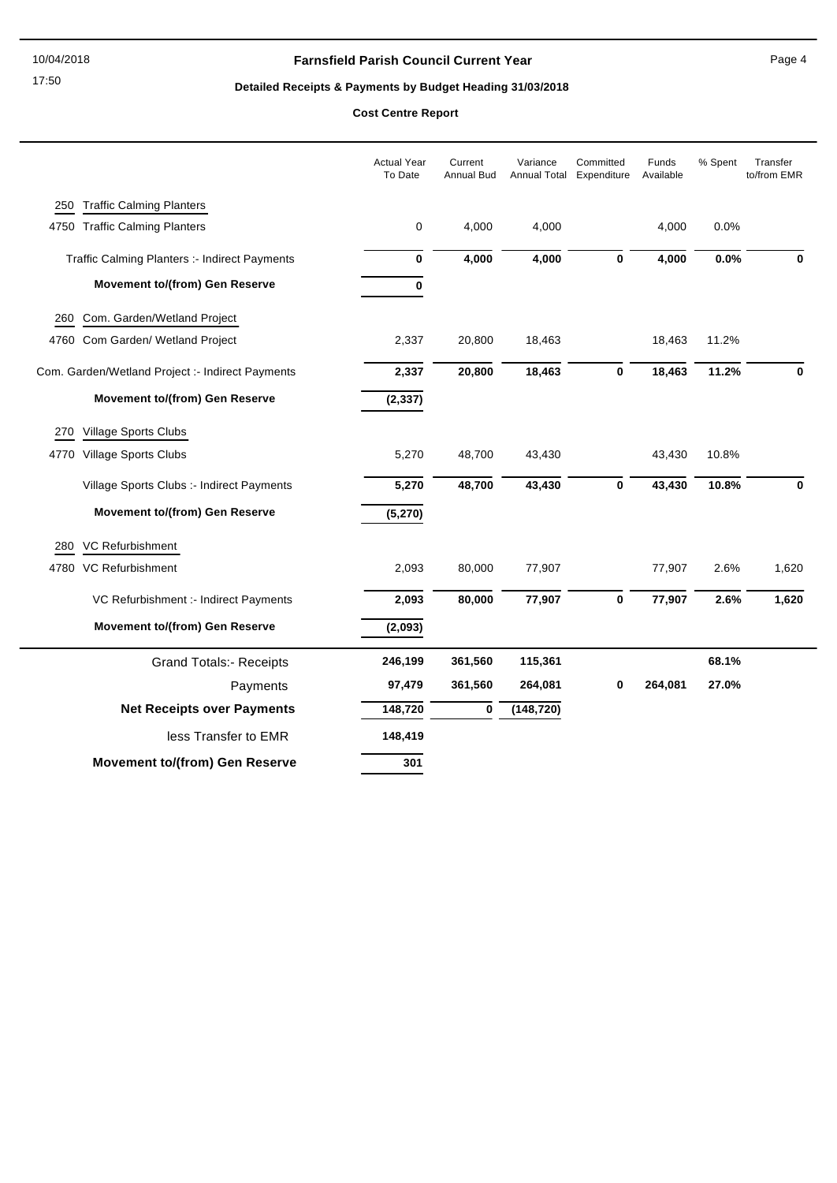**Farnsfield Parish Council Current Year**

**Detailed Receipts & Payments by Budget Heading 31/03/2018**

**Cost Centre Report**

| | Actual Year To Date | Current Annual Bud | Variance Annual Total | Committed Expenditure | Funds Available | % Spent | Transfer to/from EMR |
|---|---|---|---|---|---|---|---|
| 250 Traffic Calming Planters | | | | | | | |
| 4750 Traffic Calming Planters | 0 | 4,000 | 4,000 | | 4,000 | 0.0% | |
| Traffic Calming Planters :- Indirect Payments | **0** | **4,000** | **4,000** | **0** | **4,000** | **0.0%** | **0** |
| **Movement to/(from) Gen Reserve** | **0** | | | | | | |
| 260 Com. Garden/Wetland Project | | | | | | | |
| 4760 Com Garden/ Wetland Project | 2,337 | 20,800 | 18,463 | | 18,463 | 11.2% | |
| Com. Garden/Wetland Project :- Indirect Payments | **2,337** | **20,800** | **18,463** | **0** | **18,463** | **11.2%** | **0** |
| **Movement to/(from) Gen Reserve** | **(2,337)** | | | | | | |
| 270 Village Sports Clubs | | | | | | | |
| 4770 Village Sports Clubs | 5,270 | 48,700 | 43,430 | | 43,430 | 10.8% | |
| Village Sports Clubs :- Indirect Payments | **5,270** | **48,700** | **43,430** | **0** | **43,430** | **10.8%** | **0** |
| **Movement to/(from) Gen Reserve** | **(5,270)** | | | | | | |
| 280 VC Refurbishment | | | | | | | |
| 4780 VC Refurbishment | 2,093 | 80,000 | 77,907 | | 77,907 | 2.6% | 1,620 |
| VC Refurbishment :- Indirect Payments | **2,093** | **80,000** | **77,907** | **0** | **77,907** | **2.6%** | **1,620** |
| **Movement to/(from) Gen Reserve** | **(2,093)** | | | | | | |
| Grand Totals:- Receipts | **246,199** | **361,560** | **115,361** | | | **68.1%** | |
| Payments | **97,479** | **361,560** | **264,081** | **0** | **264,081** | **27.0%** | |
| **Net Receipts over Payments** | **148,720** | **0** | **(148,720)** | | | | |
| less Transfer to EMR | **148,419** | | | | | | |
| **Movement to/(from) Gen Reserve** | **301** | | | | | | |